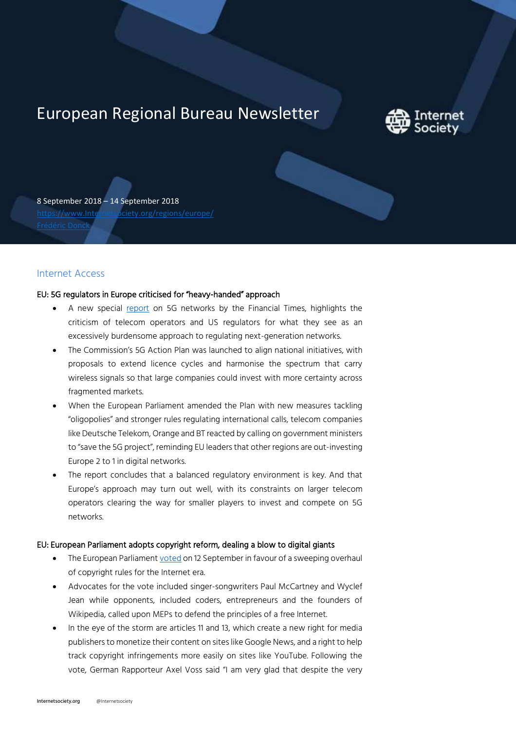# European Regional Bureau Newsletter

8 September 2018 – 14 September 2018
https://www.Internetsociety.org/regions/europe/
Frédéric Donck

## Internet Access

### EU: 5G regulators in Europe criticised for "heavy-handed" approach

- A new special report on 5G networks by the Financial Times, highlights the criticism of telecom operators and US regulators for what they see as an excessively burdensome approach to regulating next-generation networks.
- The Commission's 5G Action Plan was launched to align national initiatives, with proposals to extend licence cycles and harmonise the spectrum that carry wireless signals so that large companies could invest with more certainty across fragmented markets.
- When the European Parliament amended the Plan with new measures tackling "oligopolies" and stronger rules regulating international calls, telecom companies like Deutsche Telekom, Orange and BT reacted by calling on government ministers to "save the 5G project", reminding EU leaders that other regions are out-investing Europe 2 to 1 in digital networks.
- The report concludes that a balanced regulatory environment is key. And that Europe's approach may turn out well, with its constraints on larger telecom operators clearing the way for smaller players to invest and compete on 5G networks.

### EU: European Parliament adopts copyright reform, dealing a blow to digital giants

- The European Parliament voted on 12 September in favour of a sweeping overhaul of copyright rules for the Internet era.
- Advocates for the vote included singer-songwriters Paul McCartney and Wyclef Jean while opponents, included coders, entrepreneurs and the founders of Wikipedia, called upon MEPs to defend the principles of a free Internet.
- In the eye of the storm are articles 11 and 13, which create a new right for media publishers to monetize their content on sites like Google News, and a right to help track copyright infringements more easily on sites like YouTube. Following the vote, German Rapporteur Axel Voss said "I am very glad that despite the very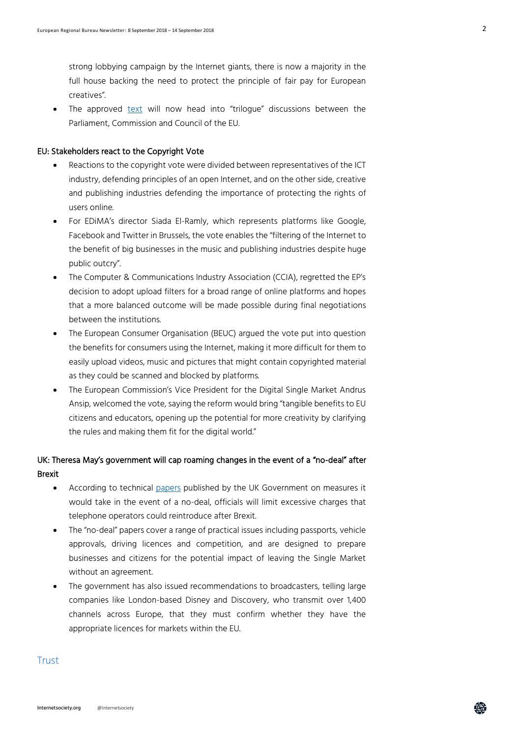strong lobbying campaign by the Internet giants, there is now a majority in the full house backing the need to protect the principle of fair pay for European creatives".

- The approved [text](#) will now head into "trilogue" discussions between the Parliament, Commission and Council of the EU.

### EU: Stakeholders react to the Copyright Vote

- Reactions to the copyright vote were divided between representatives of the ICT industry, defending principles of an open Internet, and on the other side, creative and publishing industries defending the importance of protecting the rights of users online.
- For EDiMA's director Siada El-Ramly, which represents platforms like Google, Facebook and Twitter in Brussels, the vote enables the "filtering of the Internet to the benefit of big businesses in the music and publishing industries despite huge public outcry".
- The Computer & Communications Industry Association (CCIA), regretted the EP's decision to adopt upload filters for a broad range of online platforms and hopes that a more balanced outcome will be made possible during final negotiations between the institutions.
- The European Consumer Organisation (BEUC) argued the vote put into question the benefits for consumers using the Internet, making it more difficult for them to easily upload videos, music and pictures that might contain copyrighted material as they could be scanned and blocked by platforms.
- The European Commission's Vice President for the Digital Single Market Andrus Ansip, welcomed the vote, saying the reform would bring "tangible benefits to EU citizens and educators, opening up the potential for more creativity by clarifying the rules and making them fit for the digital world."

### UK: Theresa May's government will cap roaming changes in the event of a "no-deal" after Brexit

- According to technical [papers](#) published by the UK Government on measures it would take in the event of a no-deal, officials will limit excessive charges that telephone operators could reintroduce after Brexit.
- The "no-deal" papers cover a range of practical issues including passports, vehicle approvals, driving licences and competition, and are designed to prepare businesses and citizens for the potential impact of leaving the Single Market without an agreement.
- The government has also issued recommendations to broadcasters, telling large companies like London-based Disney and Discovery, who transmit over 1,400 channels across Europe, that they must confirm whether they have the appropriate licences for markets within the EU.

## Trust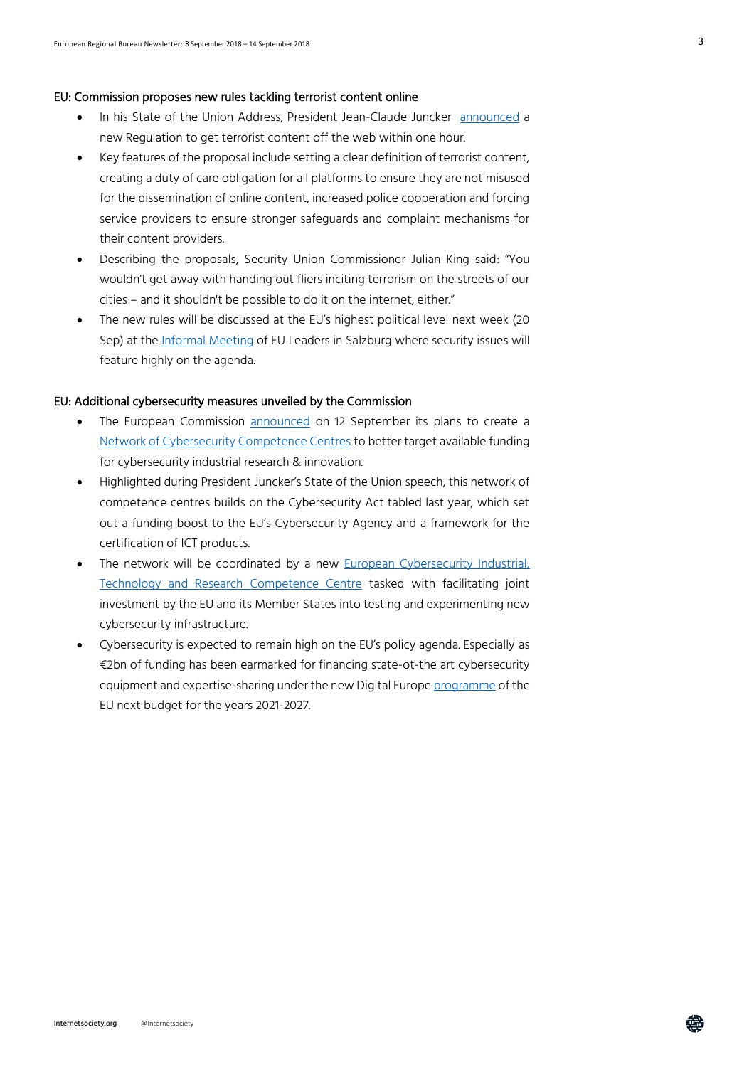### EU: Commission proposes new rules tackling terrorist content online

- In his State of the Union Address, President Jean-Claude Juncker announced a new Regulation to get terrorist content off the web within one hour.
- Key features of the proposal include setting a clear definition of terrorist content, creating a duty of care obligation for all platforms to ensure they are not misused for the dissemination of online content, increased police cooperation and forcing service providers to ensure stronger safeguards and complaint mechanisms for their content providers.
- Describing the proposals, Security Union Commissioner Julian King said: "You wouldn't get away with handing out fliers inciting terrorism on the streets of our cities – and it shouldn't be possible to do it on the internet, either."
- The new rules will be discussed at the EU's highest political level next week (20 Sep) at the Informal Meeting of EU Leaders in Salzburg where security issues will feature highly on the agenda.

### EU: Additional cybersecurity measures unveiled by the Commission

- The European Commission announced on 12 September its plans to create a Network of Cybersecurity Competence Centres to better target available funding for cybersecurity industrial research & innovation.
- Highlighted during President Juncker's State of the Union speech, this network of competence centres builds on the Cybersecurity Act tabled last year, which set out a funding boost to the EU's Cybersecurity Agency and a framework for the certification of ICT products.
- The network will be coordinated by a new European Cybersecurity Industrial, Technology and Research Competence Centre tasked with facilitating joint investment by the EU and its Member States into testing and experimenting new cybersecurity infrastructure.
- Cybersecurity is expected to remain high on the EU's policy agenda. Especially as €2bn of funding has been earmarked for financing state-ot-the art cybersecurity equipment and expertise-sharing under the new Digital Europe programme of the EU next budget for the years 2021-2027.